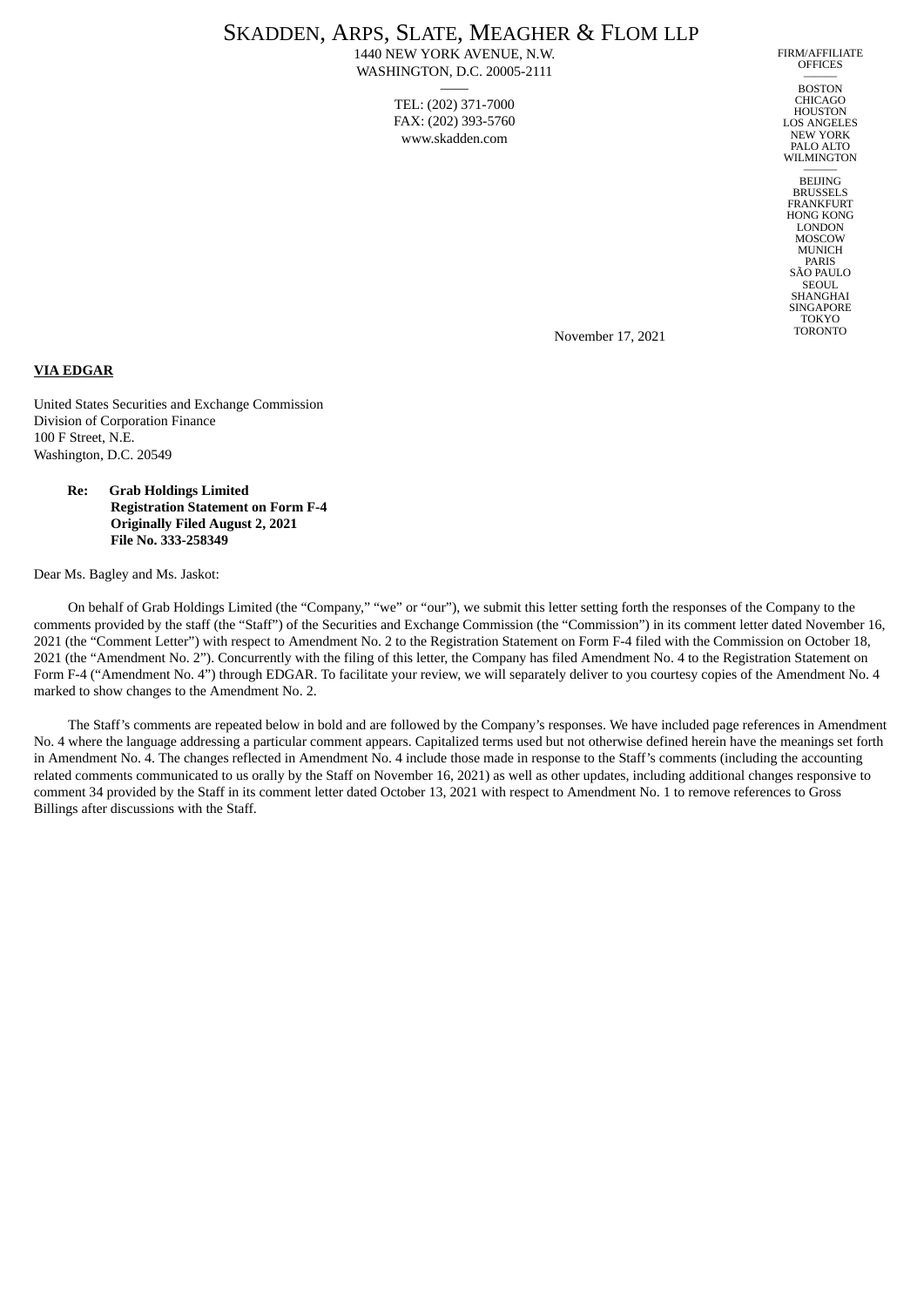SKADDEN, ARPS, SLATE, MEAGHER & FLOM LLP
1440 NEW YORK AVENUE, N.W.
WASHINGTON, D.C. 20005-2111

TEL: (202) 371-7000
FAX: (202) 393-5760
www.skadden.com

FIRM/AFFILIATE OFFICES

BOSTON
CHICAGO
HOUSTON
LOS ANGELES
NEW YORK
PALO ALTO
WILMINGTON

BEIJING
BRUSSELS
FRANKFURT
HONG KONG
LONDON
MOSCOW
MUNICH
PARIS
SÃO PAULO
SEOUL
SHANGHAI
SINGAPORE
TOKYO
TORONTO

November 17, 2021

**VIA EDGAR**

United States Securities and Exchange Commission
Division of Corporation Finance
100 F Street, N.E.
Washington, D.C. 20549

**Re: Grab Holdings Limited**
**Registration Statement on Form F-4**
**Originally Filed August 2, 2021**
**File No. 333-258349**

Dear Ms. Bagley and Ms. Jaskot:

On behalf of Grab Holdings Limited (the "Company," "we" or "our"), we submit this letter setting forth the responses of the Company to the comments provided by the staff (the "Staff") of the Securities and Exchange Commission (the "Commission") in its comment letter dated November 16, 2021 (the "Comment Letter") with respect to Amendment No. 2 to the Registration Statement on Form F-4 filed with the Commission on October 18, 2021 (the "Amendment No. 2"). Concurrently with the filing of this letter, the Company has filed Amendment No. 4 to the Registration Statement on Form F-4 ("Amendment No. 4") through EDGAR. To facilitate your review, we will separately deliver to you courtesy copies of the Amendment No. 4 marked to show changes to the Amendment No. 2.

The Staff's comments are repeated below in bold and are followed by the Company's responses. We have included page references in Amendment No. 4 where the language addressing a particular comment appears. Capitalized terms used but not otherwise defined herein have the meanings set forth in Amendment No. 4. The changes reflected in Amendment No. 4 include those made in response to the Staff's comments (including the accounting related comments communicated to us orally by the Staff on November 16, 2021) as well as other updates, including additional changes responsive to comment 34 provided by the Staff in its comment letter dated October 13, 2021 with respect to Amendment No. 1 to remove references to Gross Billings after discussions with the Staff.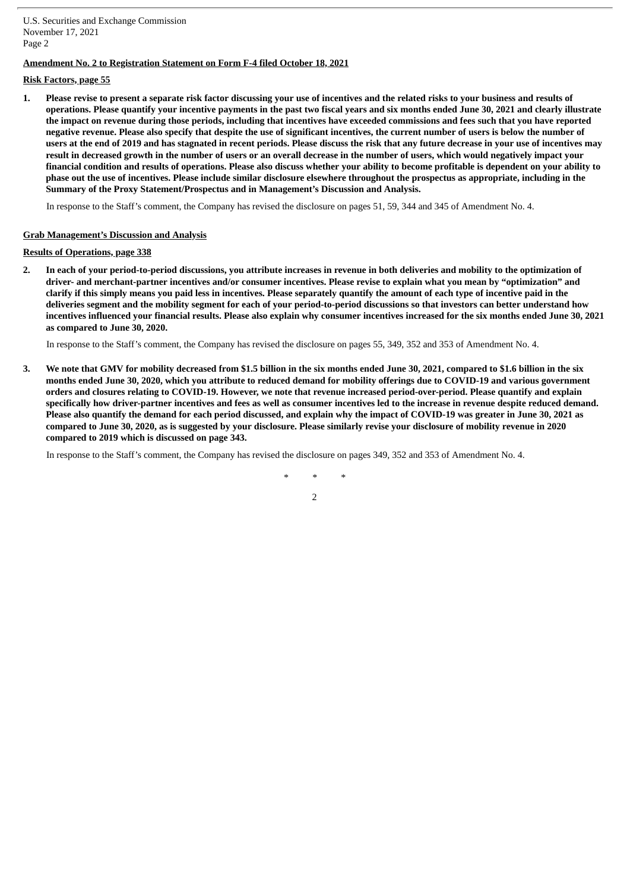**Amendment No. 2 to Registration Statement on Form F-4 filed October 18, 2021**

**Risk Factors, page 55**

1. **Please revise to present a separate risk factor discussing your use of incentives and the related risks to your business and results of operations. Please quantify your incentive payments in the past two fiscal years and six months ended June 30, 2021 and clearly illustrate the impact on revenue during those periods, including that incentives have exceeded commissions and fees such that you have reported negative revenue. Please also specify that despite the use of significant incentives, the current number of users is below the number of users at the end of 2019 and has stagnated in recent periods. Please discuss the risk that any future decrease in your use of incentives may result in decreased growth in the number of users or an overall decrease in the number of users, which would negatively impact your financial condition and results of operations. Please also discuss whether your ability to become profitable is dependent on your ability to phase out the use of incentives. Please include similar disclosure elsewhere throughout the prospectus as appropriate, including in the Summary of the Proxy Statement/Prospectus and in Management's Discussion and Analysis.**

   In response to the Staff's comment, the Company has revised the disclosure on pages 51, 59, 344 and 345 of Amendment No. 4.

**Grab Management's Discussion and Analysis**

**Results of Operations, page 338**

2. **In each of your period-to-period discussions, you attribute increases in revenue in both deliveries and mobility to the optimization of driver- and merchant-partner incentives and/or consumer incentives. Please revise to explain what you mean by "optimization" and clarify if this simply means you paid less in incentives. Please separately quantify the amount of each type of incentive paid in the deliveries segment and the mobility segment for each of your period-to-period discussions so that investors can better understand how incentives influenced your financial results. Please also explain why consumer incentives increased for the six months ended June 30, 2021 as compared to June 30, 2020.**

   In response to the Staff's comment, the Company has revised the disclosure on pages 55, 349, 352 and 353 of Amendment No. 4.

3. **We note that GMV for mobility decreased from $1.5 billion in the six months ended June 30, 2021, compared to $1.6 billion in the six months ended June 30, 2020, which you attribute to reduced demand for mobility offerings due to COVID-19 and various government orders and closures relating to COVID-19. However, we note that revenue increased period-over-period. Please quantify and explain specifically how driver-partner incentives and fees as well as consumer incentives led to the increase in revenue despite reduced demand. Please also quantify the demand for each period discussed, and explain why the impact of COVID-19 was greater in June 30, 2021 as compared to June 30, 2020, as is suggested by your disclosure. Please similarly revise your disclosure of mobility revenue in 2020 compared to 2019 which is discussed on page 343.**

   In response to the Staff's comment, the Company has revised the disclosure on pages 349, 352 and 353 of Amendment No. 4.

\* \* \*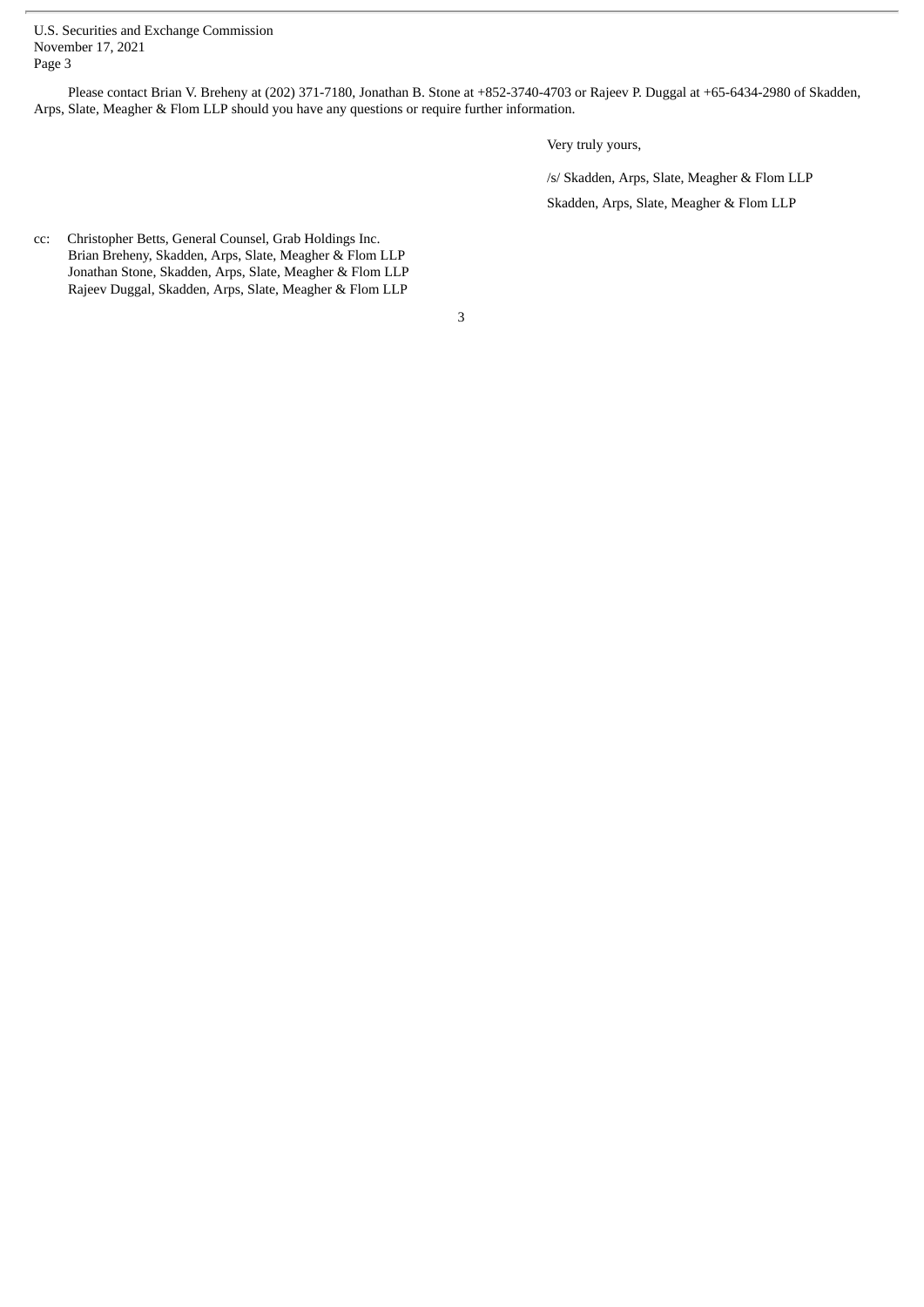Please contact Brian V. Breheny at (202) 371-7180, Jonathan B. Stone at +852-3740-4703 or Rajeev P. Duggal at +65-6434-2980 of Skadden, Arps, Slate, Meagher & Flom LLP should you have any questions or require further information.

Very truly yours,

/s/ Skadden, Arps, Slate, Meagher & Flom LLP

Skadden, Arps, Slate, Meagher & Flom LLP

cc: Christopher Betts, General Counsel, Grab Holdings Inc.
Brian Breheny, Skadden, Arps, Slate, Meagher & Flom LLP
Jonathan Stone, Skadden, Arps, Slate, Meagher & Flom LLP
Rajeev Duggal, Skadden, Arps, Slate, Meagher & Flom LLP